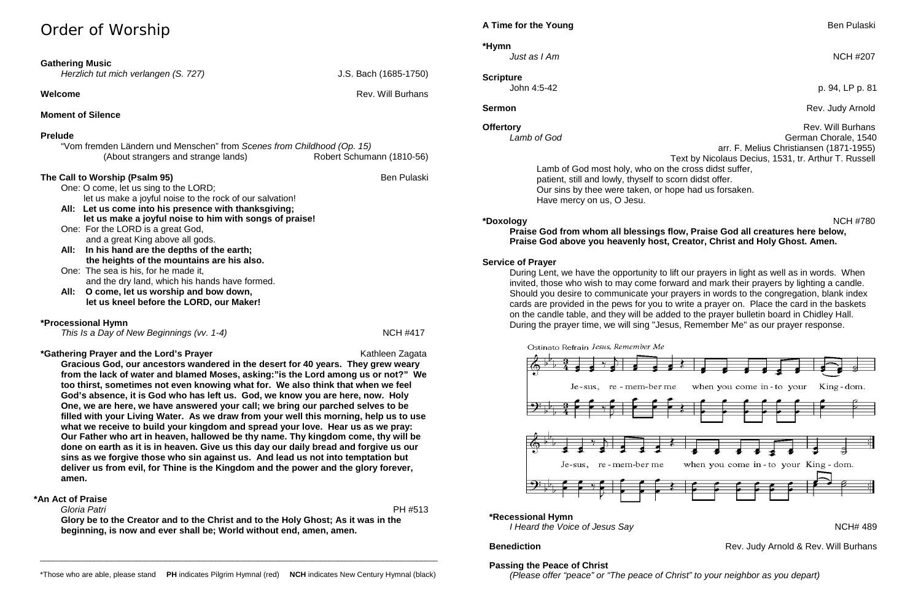# Order of Worship

**Gathering Music**
*Herzlich tut mich verlangen (S. 727)* — J.S. Bach (1685-1750)

**Welcome** — Rev. Will Burhans

**Moment of Silence**

**Prelude**
"Vom fremden Ländern und Menschen" from *Scenes from Childhood (Op. 15)*
(About strangers and strange lands) — Robert Schumann (1810-56)

**The Call to Worship (Psalm 95)** — Ben Pulaski

One: O come, let us sing to the LORD;
let us make a joyful noise to the rock of our salvation!
**All: Let us come into his presence with thanksgiving;**
**let us make a joyful noise to him with songs of praise!**
One: For the LORD is a great God,
and a great King above all gods.
**All: In his hand are the depths of the earth;**
**the heights of the mountains are his also.**
One: The sea is his, for he made it,
and the dry land, which his hands have formed.
**All: O come, let us worship and bow down,**
**let us kneel before the LORD, our Maker!**

**\*Processional Hymn**
*This Is a Day of New Beginnings (vv. 1-4)* — NCH #417

**\*Gathering Prayer and the Lord's Prayer** — Kathleen Zagata

**Gracious God, our ancestors wandered in the desert for 40 years. They grew weary from the lack of water and blamed Moses, asking:"is the Lord among us or not?" We too thirst, sometimes not even knowing what for. We also think that when we feel God's absence, it is God who has left us. God, we know you are here, now. Holy One, we are here, we have answered your call; we bring our parched selves to be filled with your Living Water. As we draw from your well this morning, help us to use what we receive to build your kingdom and spread your love. Hear us as we pray: Our Father who art in heaven, hallowed be thy name. Thy kingdom come, thy will be done on earth as it is in heaven. Give us this day our daily bread and forgive us our sins as we forgive those who sin against us. And lead us not into temptation but deliver us from evil, for Thine is the Kingdom and the power and the glory forever, amen.**

**\*An Act of Praise**
*Gloria Patri* — PH #513

**Glory be to the Creator and to the Christ and to the Holy Ghost; As it was in the beginning, is now and ever shall be; World without end, amen, amen.**

\*Those who are able, please stand **PH** indicates Pilgrim Hymnal (red) **NCH** indicates New Century Hymnal (black)

**A Time for the Young** — Ben Pulaski

**\*Hymn**
*Just as I Am* — NCH #207

**Scripture**
John 4:5-42 — p. 94, LP p. 81

**Sermon** — Rev. Judy Arnold

**Offertory** — Rev. Will Burhans
*Lamb of God* — German Chorale, 1540
arr. F. Melius Christiansen (1871-1955)
Text by Nicolaus Decius, 1531, tr. Arthur T. Russell

Lamb of God most holy, who on the cross didst suffer,
patient, still and lowly, thyself to scorn didst offer.
Our sins by thee were taken, or hope had us forsaken.
Have mercy on us, O Jesu.

**\*Doxology** — NCH #780

**Praise God from whom all blessings flow, Praise God all creatures here below, Praise God above you heavenly host, Creator, Christ and Holy Ghost. Amen.**

**Service of Prayer**

During Lent, we have the opportunity to lift our prayers in light as well as in words. When invited, those who wish to may come forward and mark their prayers by lighting a candle. Should you desire to communicate your prayers in words to the congregation, blank index cards are provided in the pews for you to write a prayer on. Place the card in the baskets on the candle table, and they will be added to the prayer bulletin board in Chidley Hall. During the prayer time, we will sing "Jesus, Remember Me" as our prayer response.

Ostinato Refrain *Jesus, Remember Me*

Je-sus, re-mem-ber me when you come in-to your King-dom.
Je-sus, re-mem-ber me when you come in-to your King-dom.

**\*Recessional Hymn**
*I Heard the Voice of Jesus Say* — NCH# 489

**Benediction** — Rev. Judy Arnold & Rev. Will Burhans

**Passing the Peace of Christ**
*(Please offer "peace" or "The peace of Christ" to your neighbor as you depart)*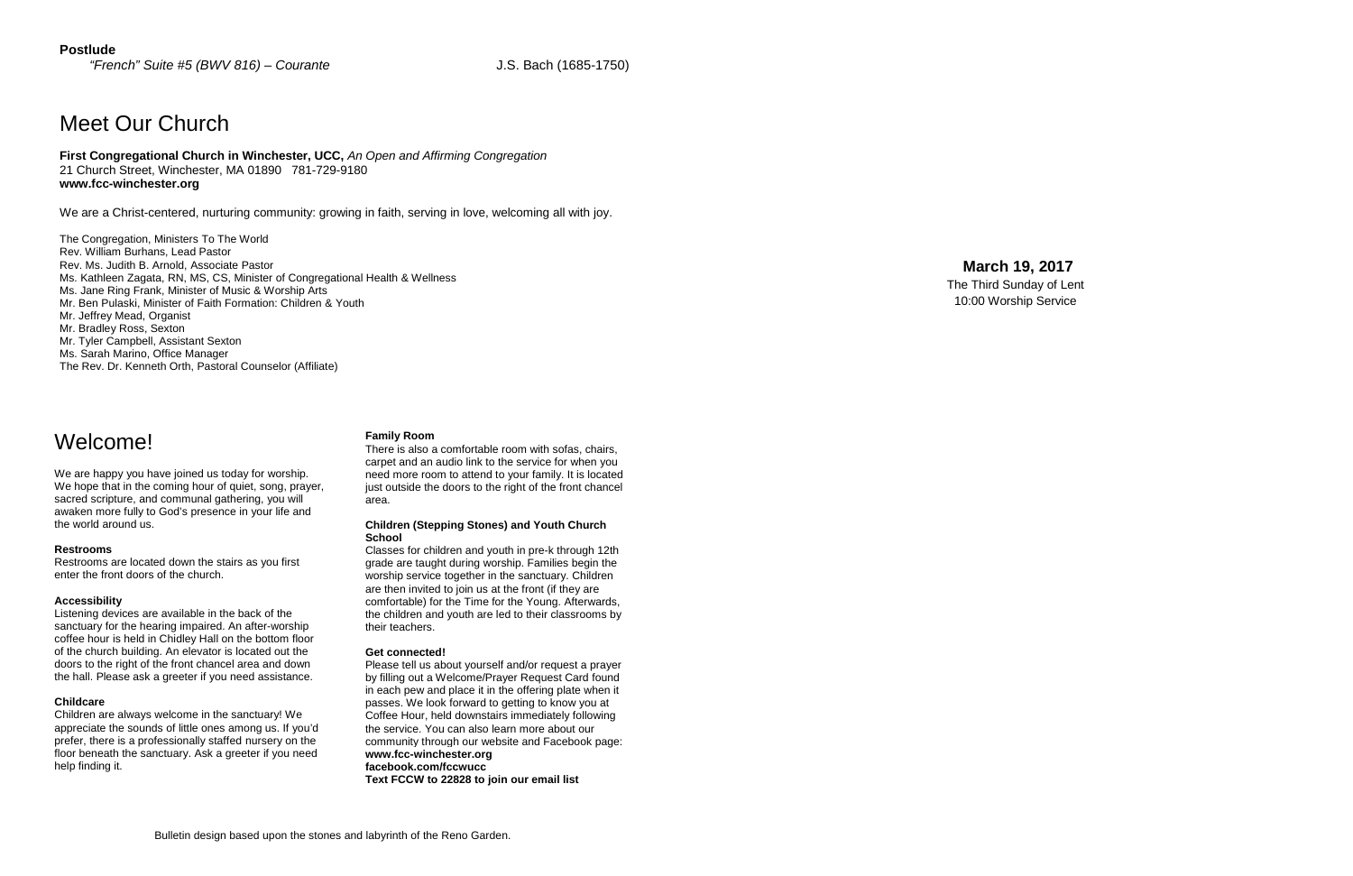**Postlude**

*"French" Suite #5 (BWV 816) – Courante* J.S. Bach (1685-1750)

# Meet Our Church

**First Congregational Church in Winchester, UCC,** *An Open and Affirming Congregation*
21 Church Street, Winchester, MA 01890 781-729-9180
**www.fcc-winchester.org**

We are a Christ-centered, nurturing community: growing in faith, serving in love, welcoming all with joy.

The Congregation, Ministers To The World
Rev. William Burhans, Lead Pastor
Rev. Ms. Judith B. Arnold, Associate Pastor
Ms. Kathleen Zagata, RN, MS, CS, Minister of Congregational Health & Wellness
Ms. Jane Ring Frank, Minister of Music & Worship Arts
Mr. Ben Pulaski, Minister of Faith Formation: Children & Youth
Mr. Jeffrey Mead, Organist
Mr. Bradley Ross, Sexton
Mr. Tyler Campbell, Assistant Sexton
Ms. Sarah Marino, Office Manager
The Rev. Dr. Kenneth Orth, Pastoral Counselor (Affiliate)

# Welcome!

We are happy you have joined us today for worship. We hope that in the coming hour of quiet, song, prayer, sacred scripture, and communal gathering, you will awaken more fully to God's presence in your life and the world around us.

**Restrooms**
Restrooms are located down the stairs as you first enter the front doors of the church.

**Accessibility**
Listening devices are available in the back of the sanctuary for the hearing impaired. An after-worship coffee hour is held in Chidley Hall on the bottom floor of the church building. An elevator is located out the doors to the right of the front chancel area and down the hall. Please ask a greeter if you need assistance.

**Childcare**
Children are always welcome in the sanctuary! We appreciate the sounds of little ones among us. If you'd prefer, there is a professionally staffed nursery on the floor beneath the sanctuary. Ask a greeter if you need help finding it.

**Family Room**
There is also a comfortable room with sofas, chairs, carpet and an audio link to the service for when you need more room to attend to your family. It is located just outside the doors to the right of the front chancel area.

**Children (Stepping Stones) and Youth Church School**
Classes for children and youth in pre-k through 12th grade are taught during worship. Families begin the worship service together in the sanctuary. Children are then invited to join us at the front (if they are comfortable) for the Time for the Young. Afterwards, the children and youth are led to their classrooms by their teachers.

**Get connected!**
Please tell us about yourself and/or request a prayer by filling out a Welcome/Prayer Request Card found in each pew and place it in the offering plate when it passes. We look forward to getting to know you at Coffee Hour, held downstairs immediately following the service. You can also learn more about our community through our website and Facebook page:
**www.fcc-winchester.org**
**facebook.com/fccwucc**
**Text FCCW to 22828 to join our email list**

Bulletin design based upon the stones and labyrinth of the Reno Garden.

**March 19, 2017**
The Third Sunday of Lent
10:00 Worship Service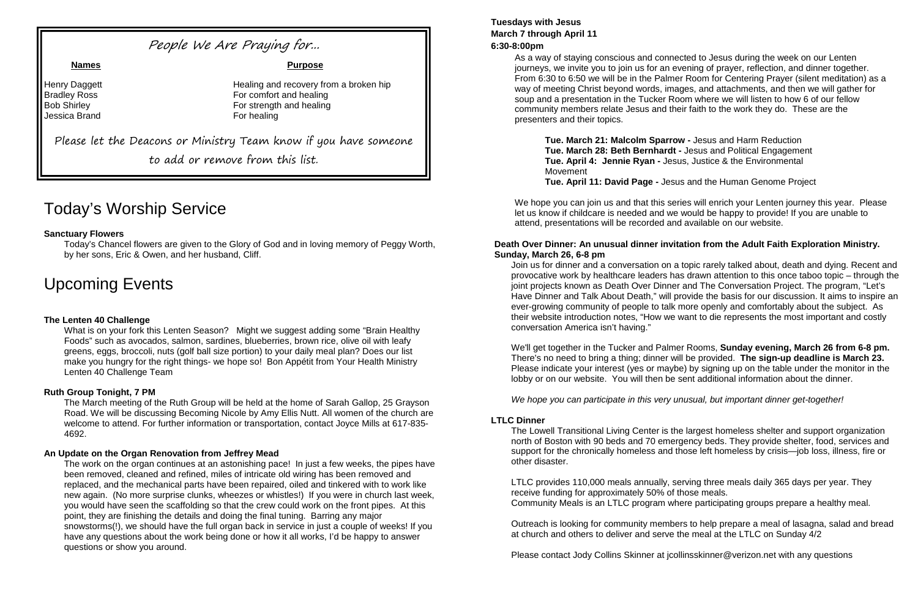## People We Are Praying for…

| Names | Purpose |
| --- | --- |
| Henry Daggett | Healing and recovery from a broken hip |
| Bradley Ross | For comfort and healing |
| Bob Shirley | For strength and healing |
| Jessica Brand | For healing |

Please let the Deacons or Ministry Team know if you have someone to add or remove from this list.

# Today's Worship Service

**Sanctuary Flowers**

Today's Chancel flowers are given to the Glory of God and in loving memory of Peggy Worth, by her sons, Eric & Owen, and her husband, Cliff.

# Upcoming Events

**The Lenten 40 Challenge**

What is on your fork this Lenten Season? Might we suggest adding some "Brain Healthy Foods" such as avocados, salmon, sardines, blueberries, brown rice, olive oil with leafy greens, eggs, broccoli, nuts (golf ball size portion) to your daily meal plan? Does our list make you hungry for the right things- we hope so! Bon Appétit from Your Health Ministry Lenten 40 Challenge Team

**Ruth Group Tonight, 7 PM**

The March meeting of the Ruth Group will be held at the home of Sarah Gallop, 25 Grayson Road. We will be discussing Becoming Nicole by Amy Ellis Nutt. All women of the church are welcome to attend. For further information or transportation, contact Joyce Mills at 617-835-4692.

**An Update on the Organ Renovation from Jeffrey Mead**

The work on the organ continues at an astonishing pace! In just a few weeks, the pipes have been removed, cleaned and refined, miles of intricate old wiring has been removed and replaced, and the mechanical parts have been repaired, oiled and tinkered with to work like new again. (No more surprise clunks, wheezes or whistles!) If you were in church last week, you would have seen the scaffolding so that the crew could work on the front pipes. At this point, they are finishing the details and doing the final tuning. Barring any major snowstorms(!), we should have the full organ back in service in just a couple of weeks! If you have any questions about the work being done or how it all works, I'd be happy to answer questions or show you around.

**Tuesdays with Jesus**
**March 7 through April 11**
**6:30-8:00pm**

As a way of staying conscious and connected to Jesus during the week on our Lenten journeys, we invite you to join us for an evening of prayer, reflection, and dinner together. From 6:30 to 6:50 we will be in the Palmer Room for Centering Prayer (silent meditation) as a way of meeting Christ beyond words, images, and attachments, and then we will gather for soup and a presentation in the Tucker Room where we will listen to how 6 of our fellow community members relate Jesus and their faith to the work they do. These are the presenters and their topics.

**Tue. March 21: Malcolm Sparrow -** Jesus and Harm Reduction
**Tue. March 28: Beth Bernhardt -** Jesus and Political Engagement
**Tue. April 4: Jennie Ryan -** Jesus, Justice & the Environmental Movement
**Tue. April 11: David Page -** Jesus and the Human Genome Project

We hope you can join us and that this series will enrich your Lenten journey this year. Please let us know if childcare is needed and we would be happy to provide! If you are unable to attend, presentations will be recorded and available on our website.

**Death Over Dinner: An unusual dinner invitation from the Adult Faith Exploration Ministry.**
**Sunday, March 26, 6-8 pm**

Join us for dinner and a conversation on a topic rarely talked about, death and dying. Recent and provocative work by healthcare leaders has drawn attention to this once taboo topic – through the joint projects known as Death Over Dinner and The Conversation Project. The program, "Let's Have Dinner and Talk About Death," will provide the basis for our discussion. It aims to inspire an ever-growing community of people to talk more openly and comfortably about the subject. As their website introduction notes, "How we want to die represents the most important and costly conversation America isn't having."

We'll get together in the Tucker and Palmer Rooms, **Sunday evening, March 26 from 6-8 pm.** There's no need to bring a thing; dinner will be provided. **The sign-up deadline is March 23.** Please indicate your interest (yes or maybe) by signing up on the table under the monitor in the lobby or on our website. You will then be sent additional information about the dinner.

*We hope you can participate in this very unusual, but important dinner get-together!*

**LTLC Dinner**

The Lowell Transitional Living Center is the largest homeless shelter and support organization north of Boston with 90 beds and 70 emergency beds. They provide shelter, food, services and support for the chronically homeless and those left homeless by crisis—job loss, illness, fire or other disaster.

LTLC provides 110,000 meals annually, serving three meals daily 365 days per year. They receive funding for approximately 50% of those meals.
Community Meals is an LTLC program where participating groups prepare a healthy meal.

Outreach is looking for community members to help prepare a meal of lasagna, salad and bread at church and others to deliver and serve the meal at the LTLC on Sunday 4/2

Please contact Jody Collins Skinner at jcollinsskinner@verizon.net with any questions